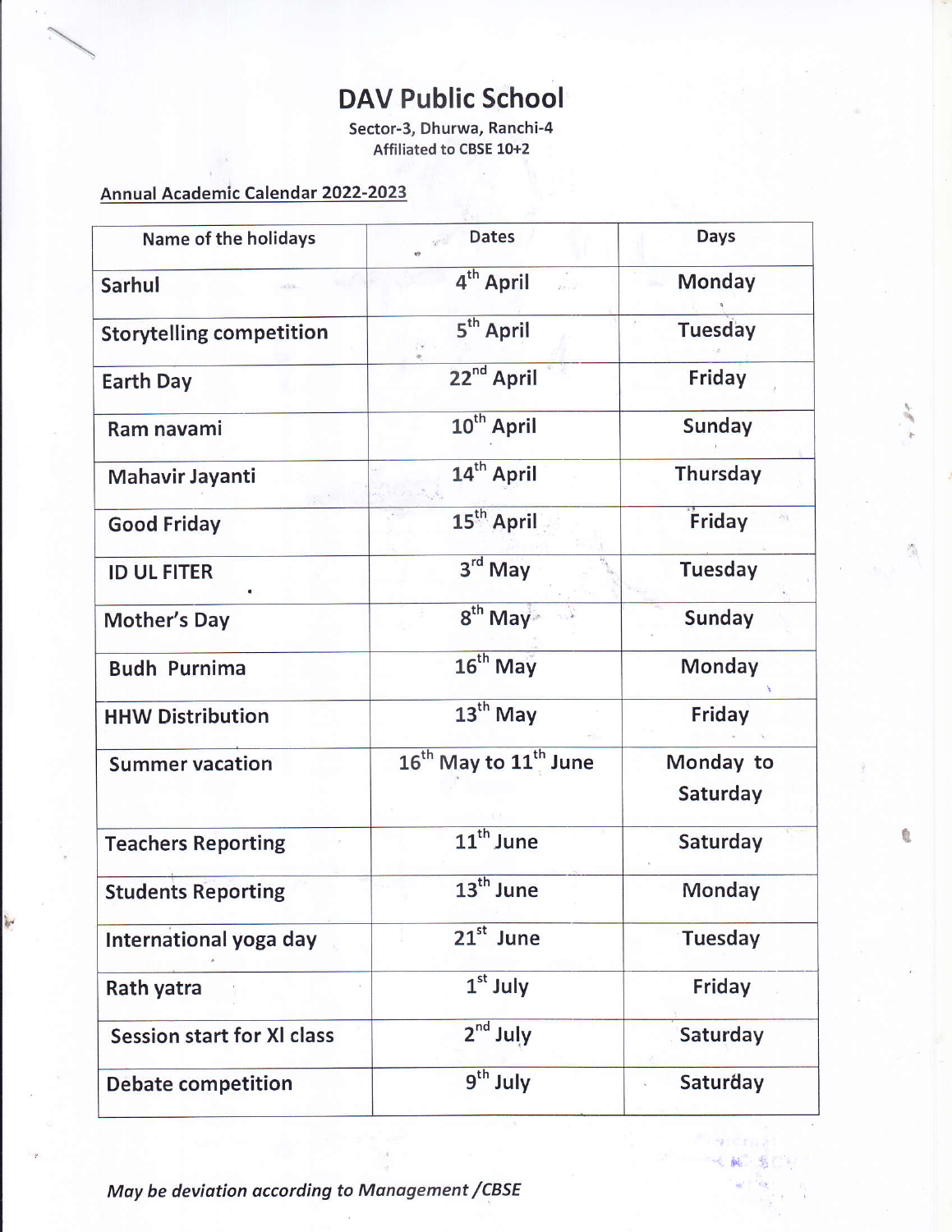# DAV Public School

Sector-3, Dhurwa, Ranchi-4
Affiliated to CBSE 10+2

Annual Academic Calendar 2022-2023

| Name of the holidays | Dates | Days |
|---|---|---|
| Sarhul | 4th April | Monday |
| Storytelling competition | 5th April | Tuesday |
| Earth Day | 22nd April | Friday |
| Ram navami | 10th April | Sunday |
| Mahavir Jayanti | 14th April | Thursday |
| Good Friday | 15th April | Friday |
| ID UL FITER | 3rd May | Tuesday |
| Mother's Day | 8th May | Sunday |
| Budh Purnima | 16th May | Monday |
| HHW Distribution | 13th May | Friday |
| Summer vacation | 16th May to 11th June | Monday to Saturday |
| Teachers Reporting | 11th June | Saturday |
| Students Reporting | 13th June | Monday |
| International yoga day | 21st June | Tuesday |
| Rath yatra | 1st July | Friday |
| Session start for XI class | 2nd July | Saturday |
| Debate competition | 9th July | Saturday |

*May be deviation according to Management /CBSE*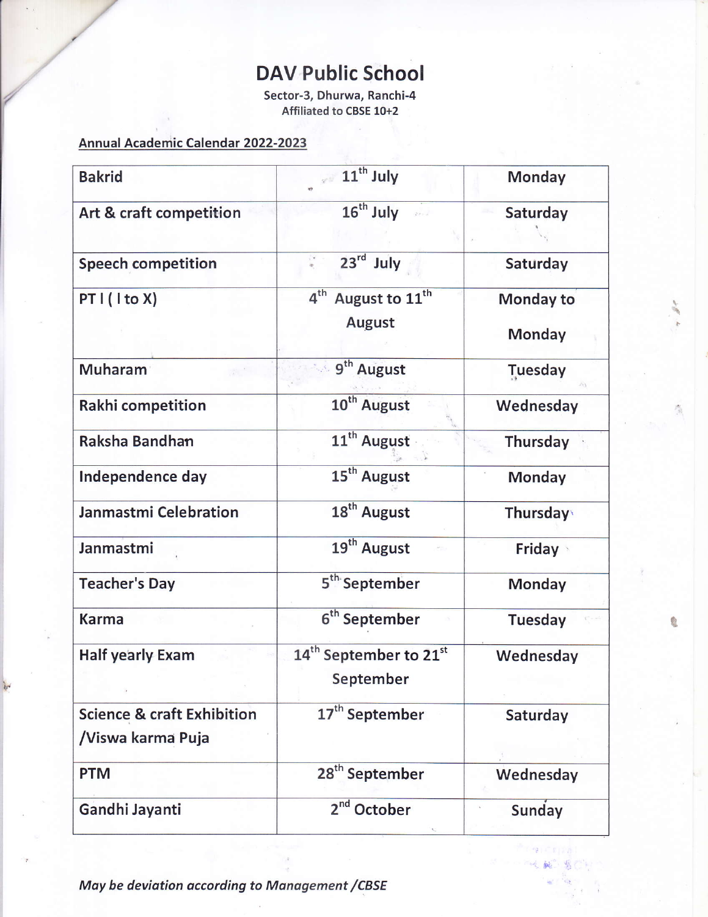# DAV Public School

Sector-3, Dhurwa, Ranchi-4
Affiliated to CBSE 10+2

Annual Academic Calendar 2022-2023

| Bakrid | 11th July | Monday |
| --- | --- | --- |
| Art & craft competition | 16th July | Saturday |
| Speech competition | 23rd July | Saturday |
| PT I ( I to X) | 4th August to 11th August | Monday to Monday |
| Muharam | 9th August | Tuesday |
| Rakhi competition | 10th August | Wednesday |
| Raksha Bandhan | 11th August | Thursday |
| Independence day | 15th August | Monday |
| Janmastmi Celebration | 18th August | Thursday |
| Janmastmi | 19th August | Friday |
| Teacher's Day | 5th September | Monday |
| Karma | 6th September | Tuesday |
| Half yearly Exam | 14th September to 21st September | Wednesday |
| Science & craft Exhibition /Viswa karma Puja | 17th September | Saturday |
| PTM | 28th September | Wednesday |
| Gandhi Jayanti | 2nd October | Sunday |

*May be deviation according to Management /CBSE*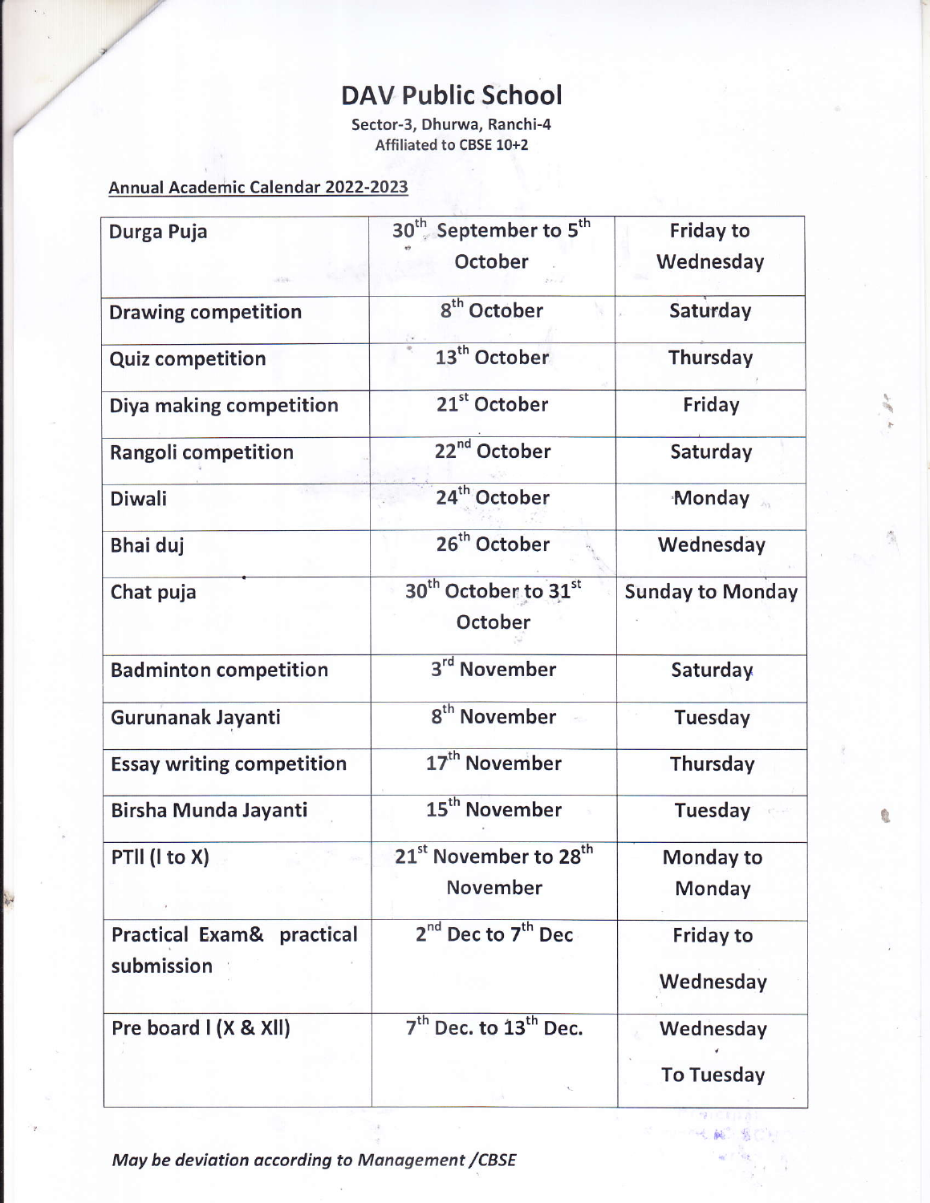# DAV Public School

Sector-3, Dhurwa, Ranchi-4
Affiliated to CBSE 10+2

Annual Academic Calendar 2022-2023

| | | |
|---|---|---|
| Durga Puja | 30th September to 5th October | Friday to Wednesday |
| Drawing competition | 8th October | Saturday |
| Quiz competition | 13th October | Thursday |
| Diya making competition | 21st October | Friday |
| Rangoli competition | 22nd October | Saturday |
| Diwali | 24th October | Monday |
| Bhai duj | 26th October | Wednesday |
| Chat puja | 30th October to 31st October | Sunday to Monday |
| Badminton competition | 3rd November | Saturday |
| Gurunanak Jayanti | 8th November | Tuesday |
| Essay writing competition | 17th November | Thursday |
| Birsha Munda Jayanti | 15th November | Tuesday |
| PTII (I to X) | 21st November to 28th November | Monday to Monday |
| Practical Exam& practical submission | 2nd Dec to 7th Dec | Friday to Wednesday |
| Pre board I (X & XII) | 7th Dec. to 13th Dec. | Wednesday To Tuesday |

*May be deviation according to Management /CBSE*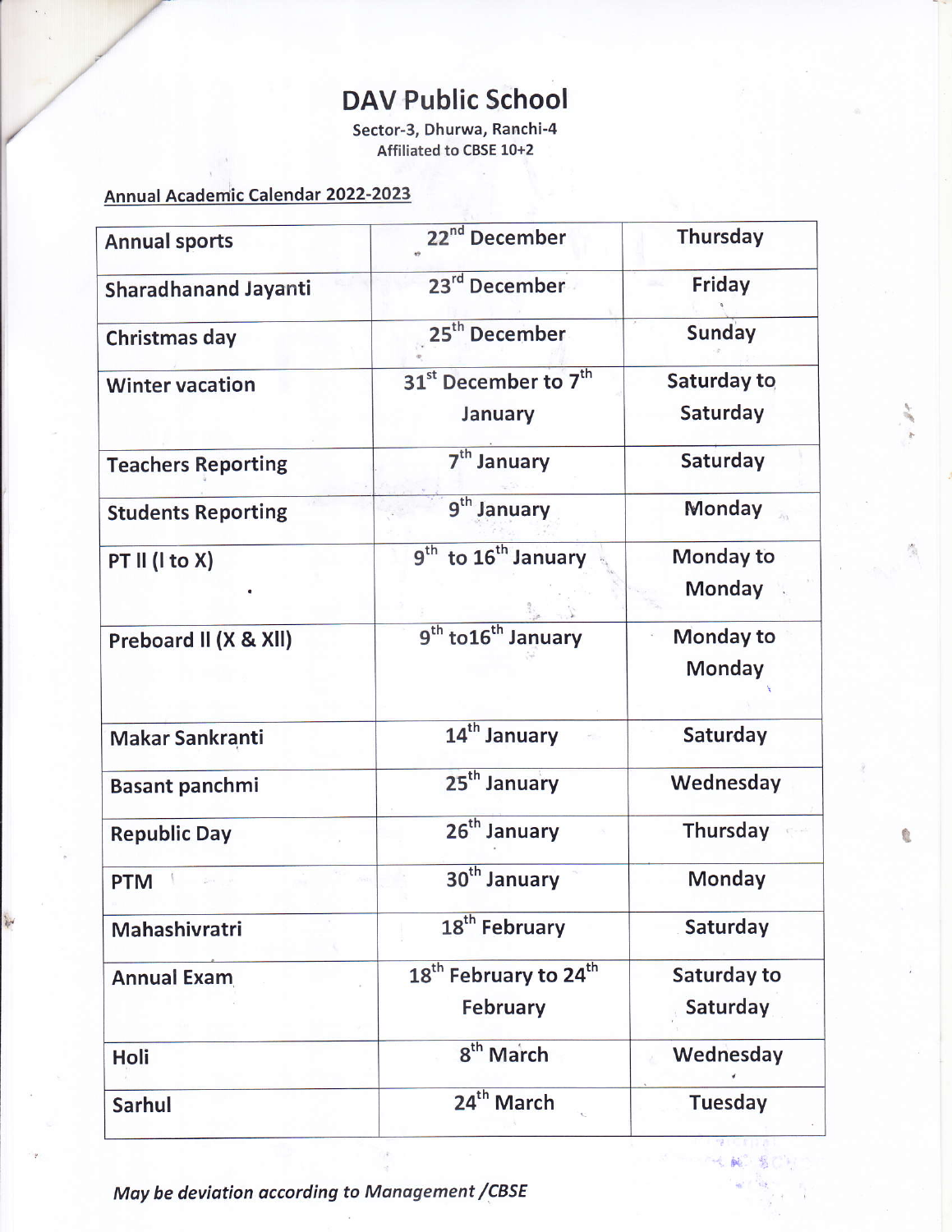# DAV Public School

Sector-3, Dhurwa, Ranchi-4
Affiliated to CBSE 10+2

Annual Academic Calendar 2022-2023

| | | |
|---|---|---|
| Annual sports | 22nd December | Thursday |
| Sharadhanand Jayanti | 23rd December | Friday |
| Christmas day | 25th December | Sunday |
| Winter vacation | 31st December to 7th January | Saturday to Saturday |
| Teachers Reporting | 7th January | Saturday |
| Students Reporting | 9th January | Monday |
| PT II (I to X) | 9th to 16th January | Monday to Monday |
| Preboard II (X & XII) | 9th to16th January | Monday to Monday |
| Makar Sankranti | 14th January | Saturday |
| Basant panchmi | 25th January | Wednesday |
| Republic Day | 26th January | Thursday |
| PTM | 30th January | Monday |
| Mahashivratri | 18th February | Saturday |
| Annual Exam | 18th February to 24th February | Saturday to Saturday |
| Holi | 8th March | Wednesday |
| Sarhul | 24th March | Tuesday |

*May be deviation according to Management /CBSE*